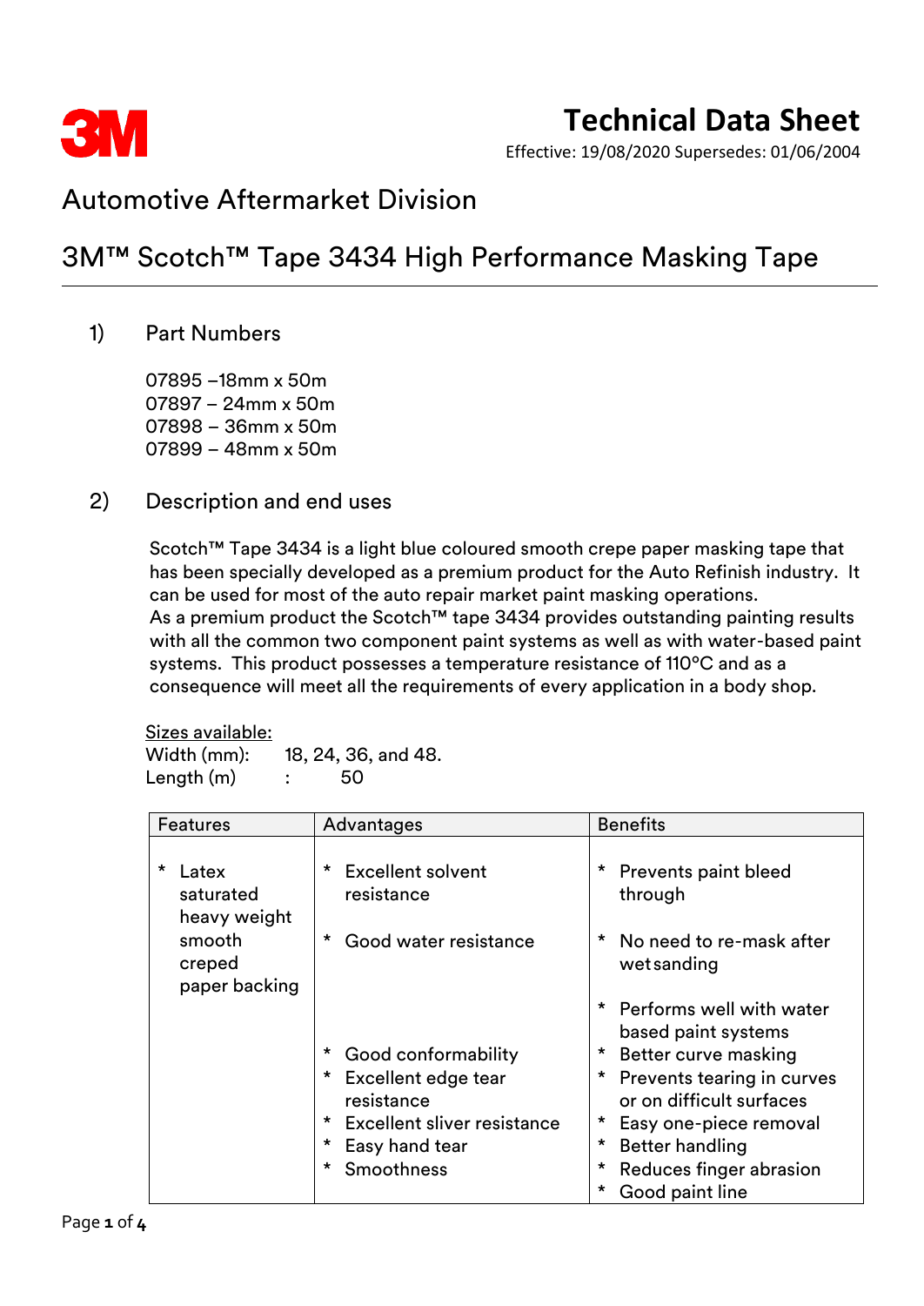# Technical Data Sheet

Effective: 19/08/2020 Supersedes: 01/06/2004

## Automotive Aftermarket Division

## 3M™ Scotch™ Tape 3434 High Performance Masking Tape

### 1) Part Numbers

07895 –18mm x 50m
07897 – 24mm x 50m
07898 – 36mm x 50m
07899 – 48mm x 50m

### 2) Description and end uses

Scotch™ Tape 3434 is a light blue coloured smooth crepe paper masking tape that has been specially developed as a premium product for the Auto Refinish industry. It can be used for most of the auto repair market paint masking operations.
As a premium product the Scotch™ tape 3434 provides outstanding painting results with all the common two component paint systems as well as with water-based paint systems. This product possesses a temperature resistance of 110°C and as a consequence will meet all the requirements of every application in a body shop.

Sizes available:
Width (mm): 18, 24, 36, and 48.
Length (m) : 50

| Features | Advantages | Benefits |
|---|---|---|
| * Latex saturated heavy weight smooth creped paper backing | * Excellent solvent resistance | * Prevents paint bleed through |
| | * Good water resistance | * No need to re-mask after wet sanding |
| | | * Performs well with water based paint systems |
| | * Good conformability | * Better curve masking |
| | * Excellent edge tear resistance | * Prevents tearing in curves or on difficult surfaces |
| | * Excellent sliver resistance | * Easy one-piece removal |
| | * Easy hand tear | * Better handling |
| | * Smoothness | * Reduces finger abrasion |
| | | * Good paint line |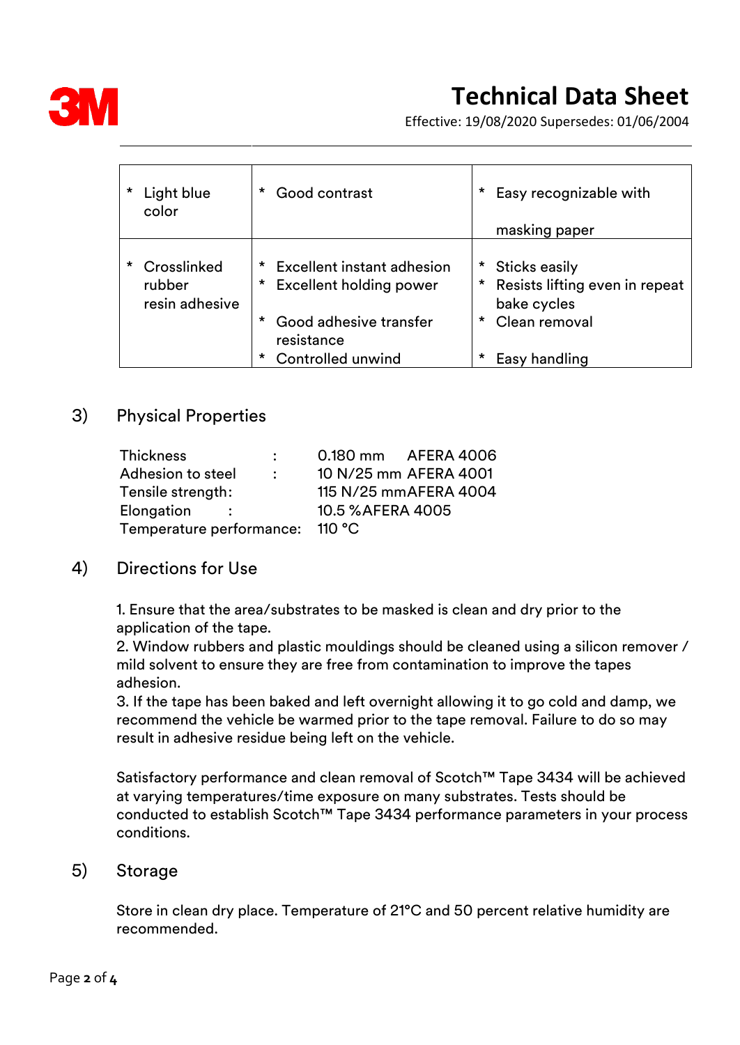| * Light blue color | * Good contrast | * Easy recognizable with masking paper |
|---|---|---|
| * Crosslinked rubber resin adhesive | * Excellent instant adhesion<br>* Excellent holding power<br>* Good adhesive transfer resistance<br>* Controlled unwind | * Sticks easily<br>* Resists lifting even in repeat bake cycles<br>* Clean removal<br>* Easy handling |

## 3) Physical Properties

| Property | Value | Test method |
|---|---|---|
| Thickness | 0.180 mm | AFERA 4006 |
| Adhesion to steel | 10 N/25 mm | AFERA 4001 |
| Tensile strength | 115 N/25 mm | AFERA 4004 |
| Elongation | 10.5 % | AFERA 4005 |
| Temperature performance | 110 °C | |

## 4) Directions for Use

1. Ensure that the area/substrates to be masked is clean and dry prior to the application of the tape.
2. Window rubbers and plastic mouldings should be cleaned using a silicon remover / mild solvent to ensure they are free from contamination to improve the tapes adhesion.
3. If the tape has been baked and left overnight allowing it to go cold and damp, we recommend the vehicle be warmed prior to the tape removal. Failure to do so may result in adhesive residue being left on the vehicle.

Satisfactory performance and clean removal of Scotch™ Tape 3434 will be achieved at varying temperatures/time exposure on many substrates. Tests should be conducted to establish Scotch™ Tape 3434 performance parameters in your process conditions.

## 5) Storage

Store in clean dry place. Temperature of 21°C and 50 percent relative humidity are recommended.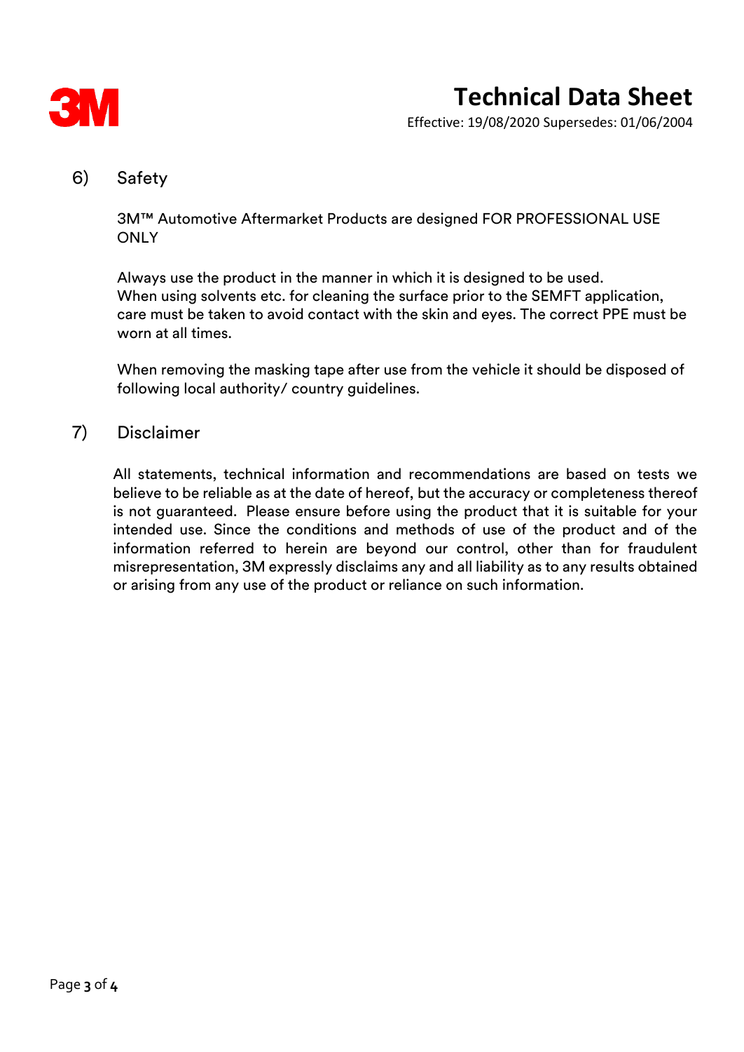## 6) Safety

3M™ Automotive Aftermarket Products are designed FOR PROFESSIONAL USE ONLY

Always use the product in the manner in which it is designed to be used. When using solvents etc. for cleaning the surface prior to the SEMFT application, care must be taken to avoid contact with the skin and eyes. The correct PPE must be worn at all times.

When removing the masking tape after use from the vehicle it should be disposed of following local authority/ country guidelines.

## 7) Disclaimer

All statements, technical information and recommendations are based on tests we believe to be reliable as at the date of hereof, but the accuracy or completeness thereof is not guaranteed. Please ensure before using the product that it is suitable for your intended use. Since the conditions and methods of use of the product and of the information referred to herein are beyond our control, other than for fraudulent misrepresentation, 3M expressly disclaims any and all liability as to any results obtained or arising from any use of the product or reliance on such information.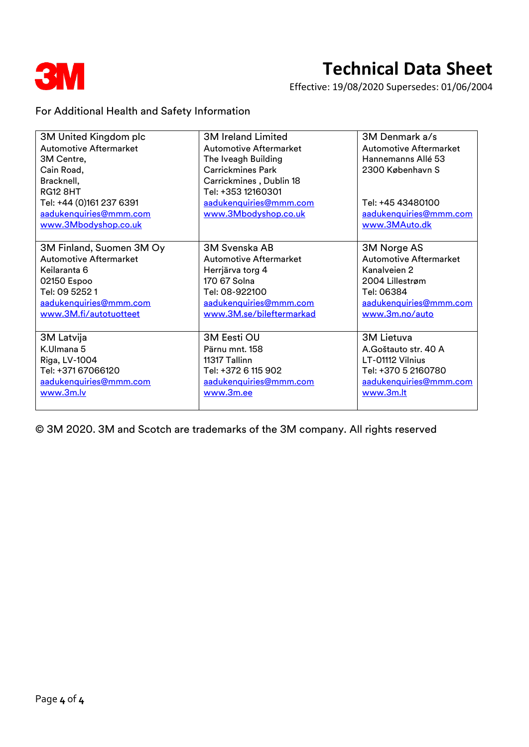# Technical Data Sheet

Effective: 19/08/2020 Supersedes: 01/06/2004

For Additional Health and Safety Information

| | | |
|---|---|---|
| 3M United Kingdom plc<br>Automotive Aftermarket<br>3M Centre,<br>Cain Road,<br>Bracknell,<br>RG12 8HT<br>Tel: +44 (0)161 237 6391<br>aadukenquiries@mmm.com<br>www.3Mbodyshop.co.uk | 3M Ireland Limited<br>Automotive Aftermarket<br>The Iveagh Building<br>Carrickmines Park<br>Carrickmines , Dublin 18<br>Tel: +353 12160301<br>aadukenquiries@mmm.com<br>www.3Mbodyshop.co.uk | 3M Denmark a/s<br>Automotive Aftermarket<br>Hannemanns Allé 53<br>2300 København S<br><br>Tel: +45 43480100<br>aadukenquiries@mmm.com<br>www.3MAuto.dk |
| 3M Finland, Suomen 3M Oy<br>Automotive Aftermarket<br>Keilaranta 6<br>02150 Espoo<br>Tel: 09 5252 1<br>aadukenquiries@mmm.com<br>www.3M.fi/autotuotteet | 3M Svenska AB<br>Automotive Aftermarket<br>Herrjärva torg 4<br>170 67 Solna<br>Tel: 08-922100<br>aadukenquiries@mmm.com<br>www.3M.se/bileftermarkad | 3M Norge AS<br>Automotive Aftermarket<br>Kanalveien 2<br>2004 Lillestrøm<br>Tel: 06384<br>aadukenquiries@mmm.com<br>www.3m.no/auto |
| 3M Latvija<br>K.Ulmana 5<br>Riga, LV-1004<br>Tel: +371 67066120<br>aadukenquiries@mmm.com<br>www.3m.lv | 3M Eesti OU<br>Pärnu mnt. 158<br>11317 Tallinn<br>Tel: +372 6 115 902<br>aadukenquiries@mmm.com<br>www.3m.ee | 3M Lietuva<br>A.Goštauto str. 40 A<br>LT-01112 Vilnius<br>Tel: +370 5 2160780<br>aadukenquiries@mmm.com<br>www.3m.lt |

© 3M 2020. 3M and Scotch are trademarks of the 3M company. All rights reserved